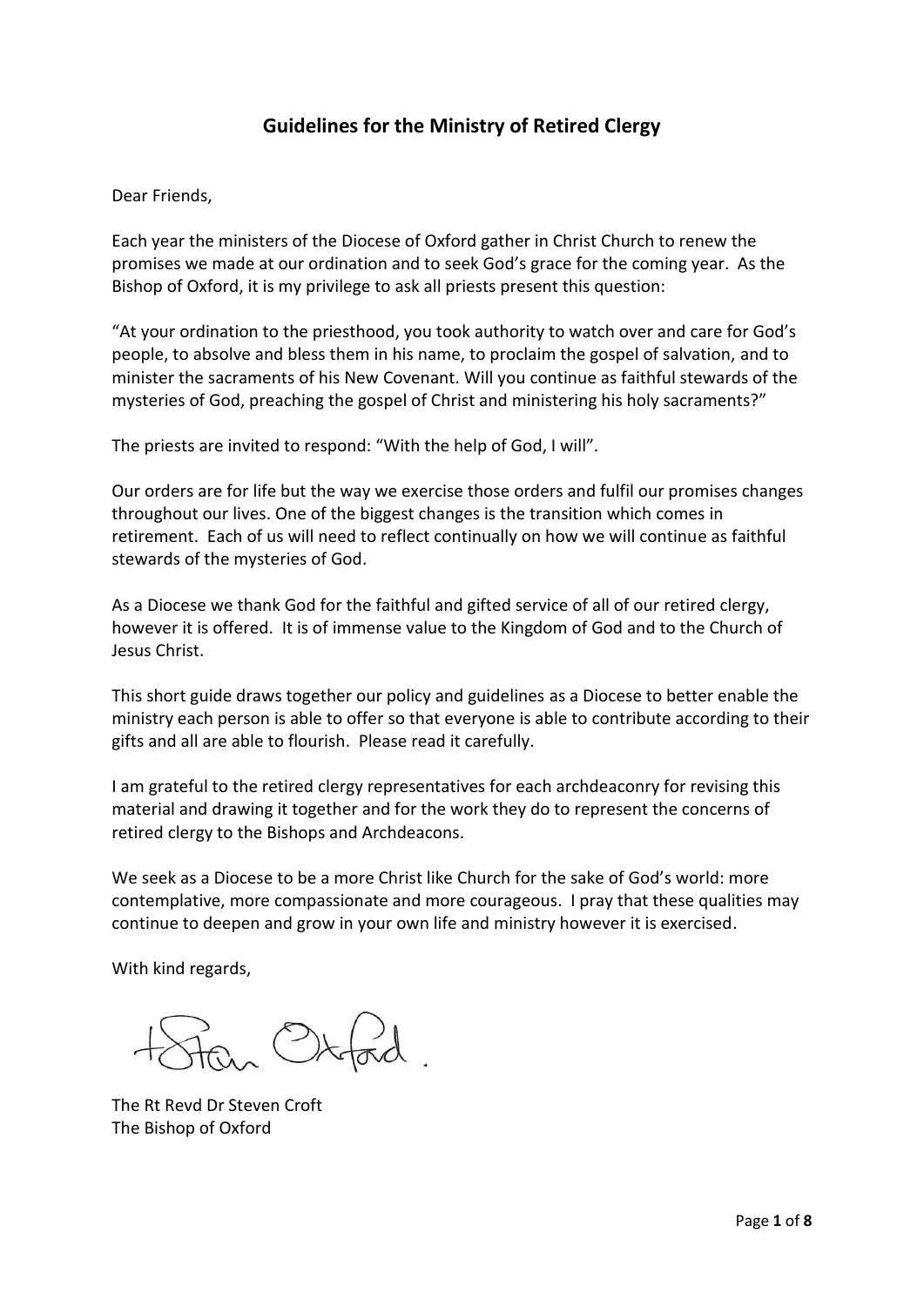# Guidelines for the Ministry of Retired Clergy

Dear Friends,

Each year the ministers of the Diocese of Oxford gather in Christ Church to renew the promises we made at our ordination and to seek God's grace for the coming year. As the Bishop of Oxford, it is my privilege to ask all priests present this question:

"At your ordination to the priesthood, you took authority to watch over and care for God's people, to absolve and bless them in his name, to proclaim the gospel of salvation, and to minister the sacraments of his New Covenant. Will you continue as faithful stewards of the mysteries of God, preaching the gospel of Christ and ministering his holy sacraments?"

The priests are invited to respond: "With the help of God, I will".

Our orders are for life but the way we exercise those orders and fulfil our promises changes throughout our lives. One of the biggest changes is the transition which comes in retirement. Each of us will need to reflect continually on how we will continue as faithful stewards of the mysteries of God.

As a Diocese we thank God for the faithful and gifted service of all of our retired clergy, however it is offered. It is of immense value to the Kingdom of God and to the Church of Jesus Christ.

This short guide draws together our policy and guidelines as a Diocese to better enable the ministry each person is able to offer so that everyone is able to contribute according to their gifts and all are able to flourish. Please read it carefully.

I am grateful to the retired clergy representatives for each archdeaconry for revising this material and drawing it together and for the work they do to represent the concerns of retired clergy to the Bishops and Archdeacons.

We seek as a Diocese to be a more Christ like Church for the sake of God's world: more contemplative, more compassionate and more courageous. I pray that these qualities may continue to deepen and grow in your own life and ministry however it is exercised.

With kind regards,

+Steven Oxford

The Rt Revd Dr Steven Croft
The Bishop of Oxford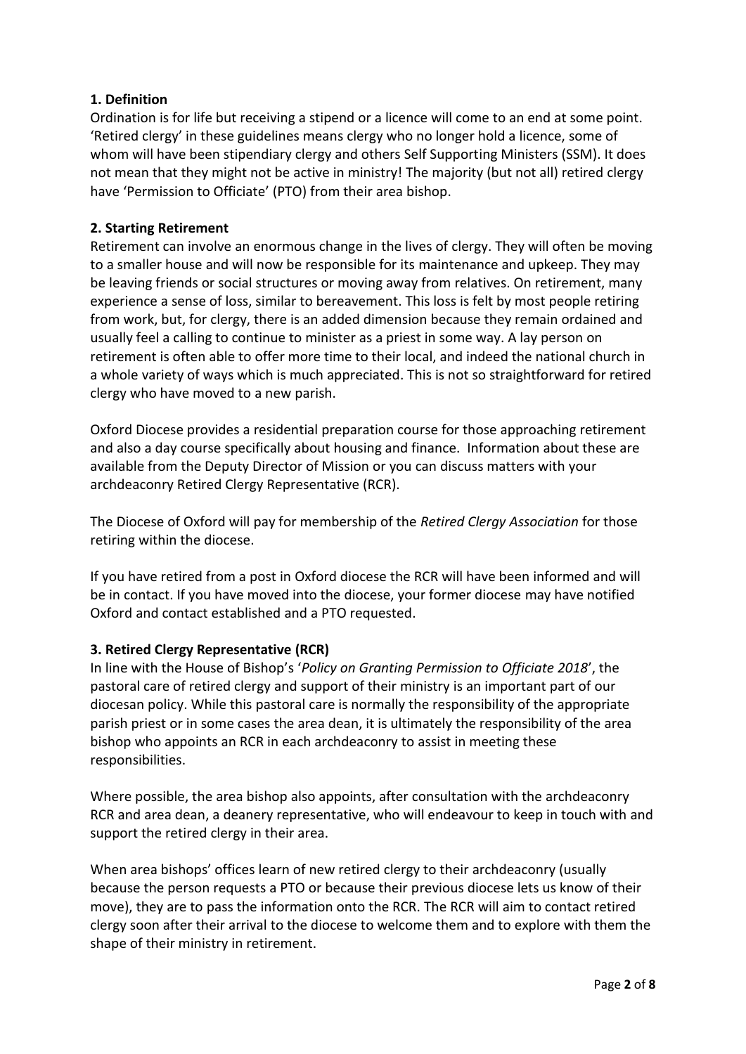### 1. Definition

Ordination is for life but receiving a stipend or a licence will come to an end at some point. 'Retired clergy' in these guidelines means clergy who no longer hold a licence, some of whom will have been stipendiary clergy and others Self Supporting Ministers (SSM). It does not mean that they might not be active in ministry! The majority (but not all) retired clergy have 'Permission to Officiate' (PTO) from their area bishop.

### 2. Starting Retirement

Retirement can involve an enormous change in the lives of clergy. They will often be moving to a smaller house and will now be responsible for its maintenance and upkeep. They may be leaving friends or social structures or moving away from relatives. On retirement, many experience a sense of loss, similar to bereavement. This loss is felt by most people retiring from work, but, for clergy, there is an added dimension because they remain ordained and usually feel a calling to continue to minister as a priest in some way. A lay person on retirement is often able to offer more time to their local, and indeed the national church in a whole variety of ways which is much appreciated. This is not so straightforward for retired clergy who have moved to a new parish.

Oxford Diocese provides a residential preparation course for those approaching retirement and also a day course specifically about housing and finance. Information about these are available from the Deputy Director of Mission or you can discuss matters with your archdeaconry Retired Clergy Representative (RCR).

The Diocese of Oxford will pay for membership of the *Retired Clergy Association* for those retiring within the diocese.

If you have retired from a post in Oxford diocese the RCR will have been informed and will be in contact. If you have moved into the diocese, your former diocese may have notified Oxford and contact established and a PTO requested.

### 3. Retired Clergy Representative (RCR)

In line with the House of Bishop's '*Policy on Granting Permission to Officiate 2018*', the pastoral care of retired clergy and support of their ministry is an important part of our diocesan policy. While this pastoral care is normally the responsibility of the appropriate parish priest or in some cases the area dean, it is ultimately the responsibility of the area bishop who appoints an RCR in each archdeaconry to assist in meeting these responsibilities.

Where possible, the area bishop also appoints, after consultation with the archdeaconry RCR and area dean, a deanery representative, who will endeavour to keep in touch with and support the retired clergy in their area.

When area bishops' offices learn of new retired clergy to their archdeaconry (usually because the person requests a PTO or because their previous diocese lets us know of their move), they are to pass the information onto the RCR. The RCR will aim to contact retired clergy soon after their arrival to the diocese to welcome them and to explore with them the shape of their ministry in retirement.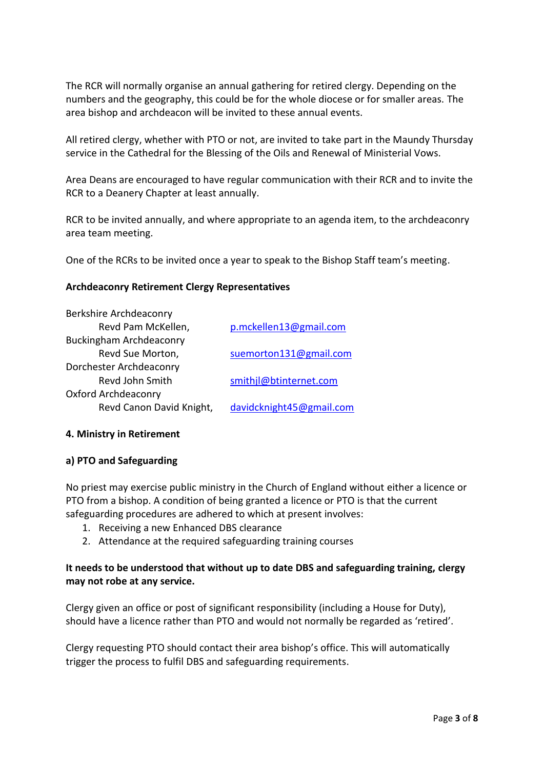The RCR will normally organise an annual gathering for retired clergy. Depending on the numbers and the geography, this could be for the whole diocese or for smaller areas. The area bishop and archdeacon will be invited to these annual events.

All retired clergy, whether with PTO or not, are invited to take part in the Maundy Thursday service in the Cathedral for the Blessing of the Oils and Renewal of Ministerial Vows.

Area Deans are encouraged to have regular communication with their RCR and to invite the RCR to a Deanery Chapter at least annually.

RCR to be invited annually, and where appropriate to an agenda item, to the archdeaconry area team meeting.

One of the RCRs to be invited once a year to speak to the Bishop Staff team's meeting.

**Archdeaconry Retirement Clergy Representatives**

Berkshire Archdeaconry
 Revd Pam McKellen, p.mckellen13@gmail.com

Buckingham Archdeaconry
 Revd Sue Morton, suemorton131@gmail.com

Dorchester Archdeaconry
 Revd John Smith smithjl@btinternet.com

Oxford Archdeaconry
 Revd Canon David Knight, davidcknight45@gmail.com

## 4. Ministry in Retirement

### a) PTO and Safeguarding

No priest may exercise public ministry in the Church of England without either a licence or PTO from a bishop. A condition of being granted a licence or PTO is that the current safeguarding procedures are adhered to which at present involves:

1. Receiving a new Enhanced DBS clearance
2. Attendance at the required safeguarding training courses

**It needs to be understood that without up to date DBS and safeguarding training, clergy may not robe at any service.**

Clergy given an office or post of significant responsibility (including a House for Duty), should have a licence rather than PTO and would not normally be regarded as 'retired'.

Clergy requesting PTO should contact their area bishop's office. This will automatically trigger the process to fulfil DBS and safeguarding requirements.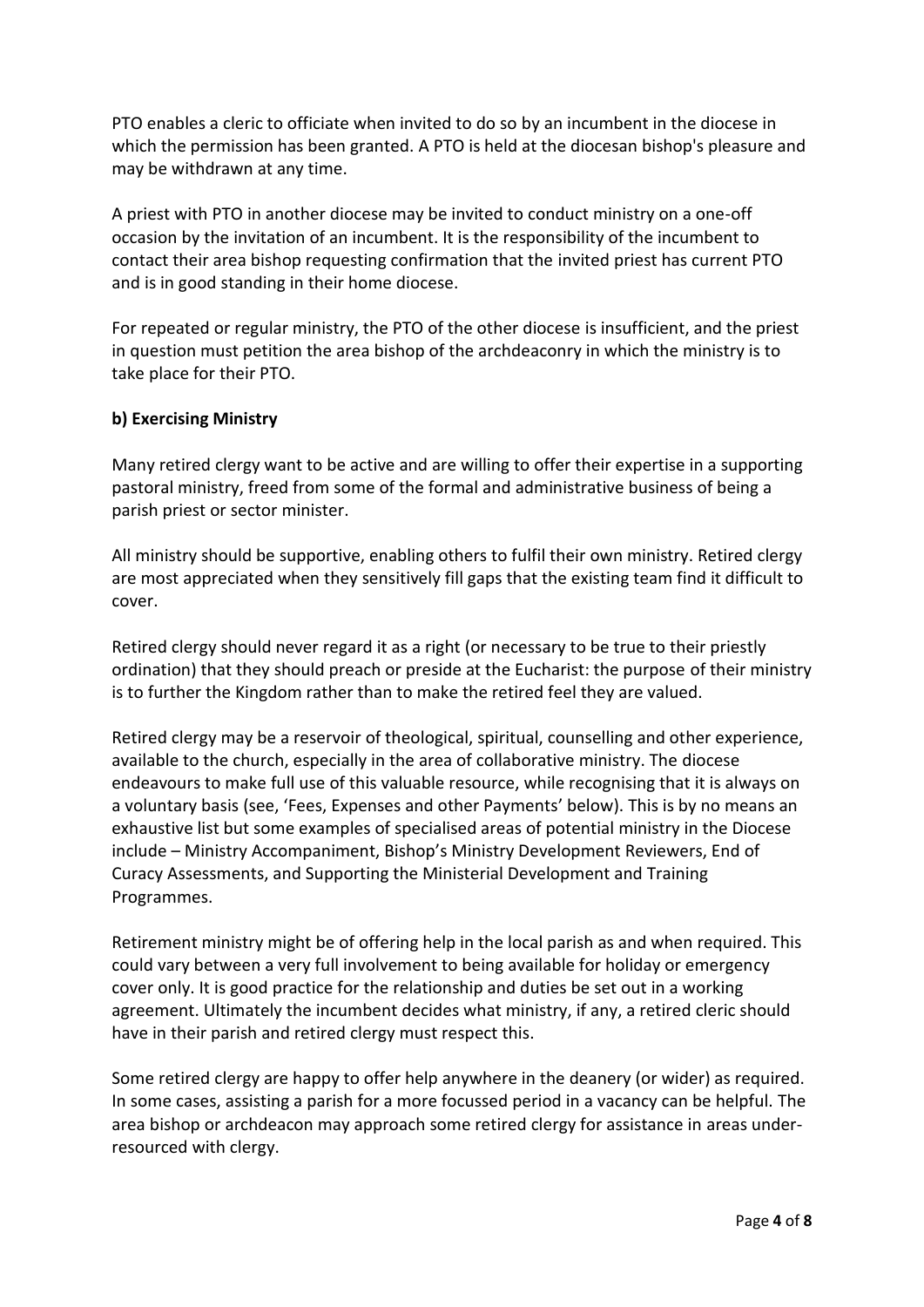PTO enables a cleric to officiate when invited to do so by an incumbent in the diocese in which the permission has been granted. A PTO is held at the diocesan bishop's pleasure and may be withdrawn at any time.

A priest with PTO in another diocese may be invited to conduct ministry on a one-off occasion by the invitation of an incumbent. It is the responsibility of the incumbent to contact their area bishop requesting confirmation that the invited priest has current PTO and is in good standing in their home diocese.

For repeated or regular ministry, the PTO of the other diocese is insufficient, and the priest in question must petition the area bishop of the archdeaconry in which the ministry is to take place for their PTO.

**b) Exercising Ministry**

Many retired clergy want to be active and are willing to offer their expertise in a supporting pastoral ministry, freed from some of the formal and administrative business of being a parish priest or sector minister.

All ministry should be supportive, enabling others to fulfil their own ministry. Retired clergy are most appreciated when they sensitively fill gaps that the existing team find it difficult to cover.

Retired clergy should never regard it as a right (or necessary to be true to their priestly ordination) that they should preach or preside at the Eucharist: the purpose of their ministry is to further the Kingdom rather than to make the retired feel they are valued.

Retired clergy may be a reservoir of theological, spiritual, counselling and other experience, available to the church, especially in the area of collaborative ministry. The diocese endeavours to make full use of this valuable resource, while recognising that it is always on a voluntary basis (see, 'Fees, Expenses and other Payments' below). This is by no means an exhaustive list but some examples of specialised areas of potential ministry in the Diocese include – Ministry Accompaniment, Bishop's Ministry Development Reviewers, End of Curacy Assessments, and Supporting the Ministerial Development and Training Programmes.

Retirement ministry might be of offering help in the local parish as and when required. This could vary between a very full involvement to being available for holiday or emergency cover only. It is good practice for the relationship and duties be set out in a working agreement. Ultimately the incumbent decides what ministry, if any, a retired cleric should have in their parish and retired clergy must respect this.

Some retired clergy are happy to offer help anywhere in the deanery (or wider) as required. In some cases, assisting a parish for a more focussed period in a vacancy can be helpful. The area bishop or archdeacon may approach some retired clergy for assistance in areas under-resourced with clergy.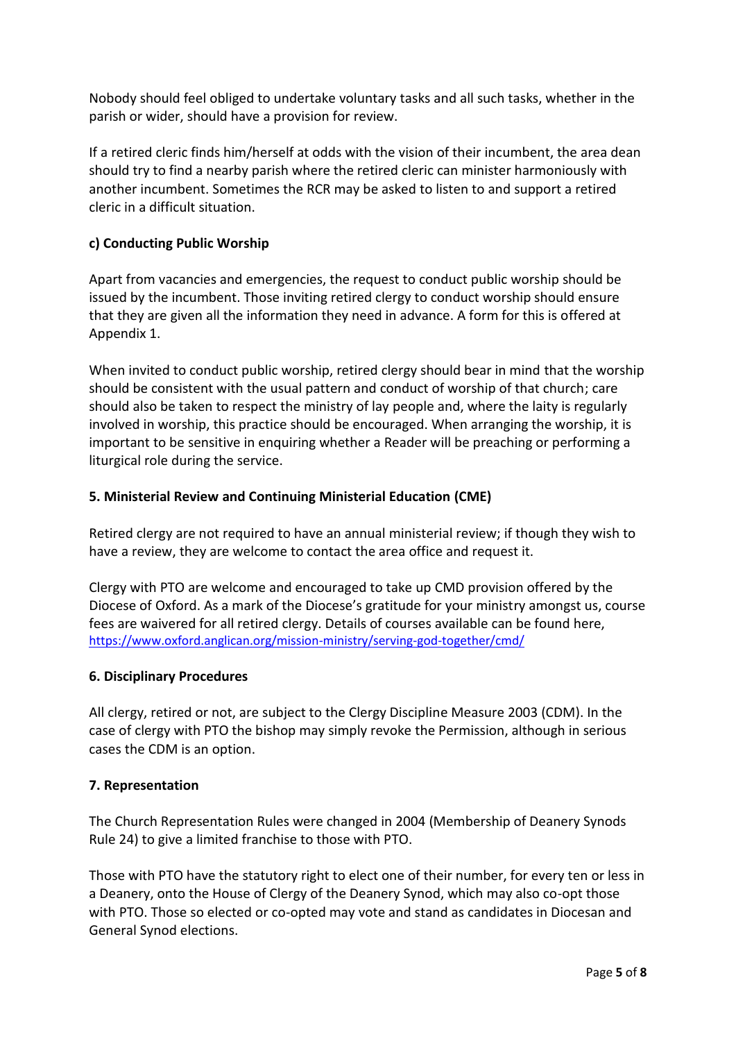Nobody should feel obliged to undertake voluntary tasks and all such tasks, whether in the parish or wider, should have a provision for review.

If a retired cleric finds him/herself at odds with the vision of their incumbent, the area dean should try to find a nearby parish where the retired cleric can minister harmoniously with another incumbent. Sometimes the RCR may be asked to listen to and support a retired cleric in a difficult situation.

**c) Conducting Public Worship**

Apart from vacancies and emergencies, the request to conduct public worship should be issued by the incumbent. Those inviting retired clergy to conduct worship should ensure that they are given all the information they need in advance. A form for this is offered at Appendix 1.

When invited to conduct public worship, retired clergy should bear in mind that the worship should be consistent with the usual pattern and conduct of worship of that church; care should also be taken to respect the ministry of lay people and, where the laity is regularly involved in worship, this practice should be encouraged. When arranging the worship, it is important to be sensitive in enquiring whether a Reader will be preaching or performing a liturgical role during the service.

## 5. Ministerial Review and Continuing Ministerial Education (CME)

Retired clergy are not required to have an annual ministerial review; if though they wish to have a review, they are welcome to contact the area office and request it.

Clergy with PTO are welcome and encouraged to take up CMD provision offered by the Diocese of Oxford. As a mark of the Diocese's gratitude for your ministry amongst us, course fees are waivered for all retired clergy. Details of courses available can be found here, https://www.oxford.anglican.org/mission-ministry/serving-god-together/cmd/

## 6. Disciplinary Procedures

All clergy, retired or not, are subject to the Clergy Discipline Measure 2003 (CDM). In the case of clergy with PTO the bishop may simply revoke the Permission, although in serious cases the CDM is an option.

## 7. Representation

The Church Representation Rules were changed in 2004 (Membership of Deanery Synods Rule 24) to give a limited franchise to those with PTO.

Those with PTO have the statutory right to elect one of their number, for every ten or less in a Deanery, onto the House of Clergy of the Deanery Synod, which may also co-opt those with PTO. Those so elected or co-opted may vote and stand as candidates in Diocesan and General Synod elections.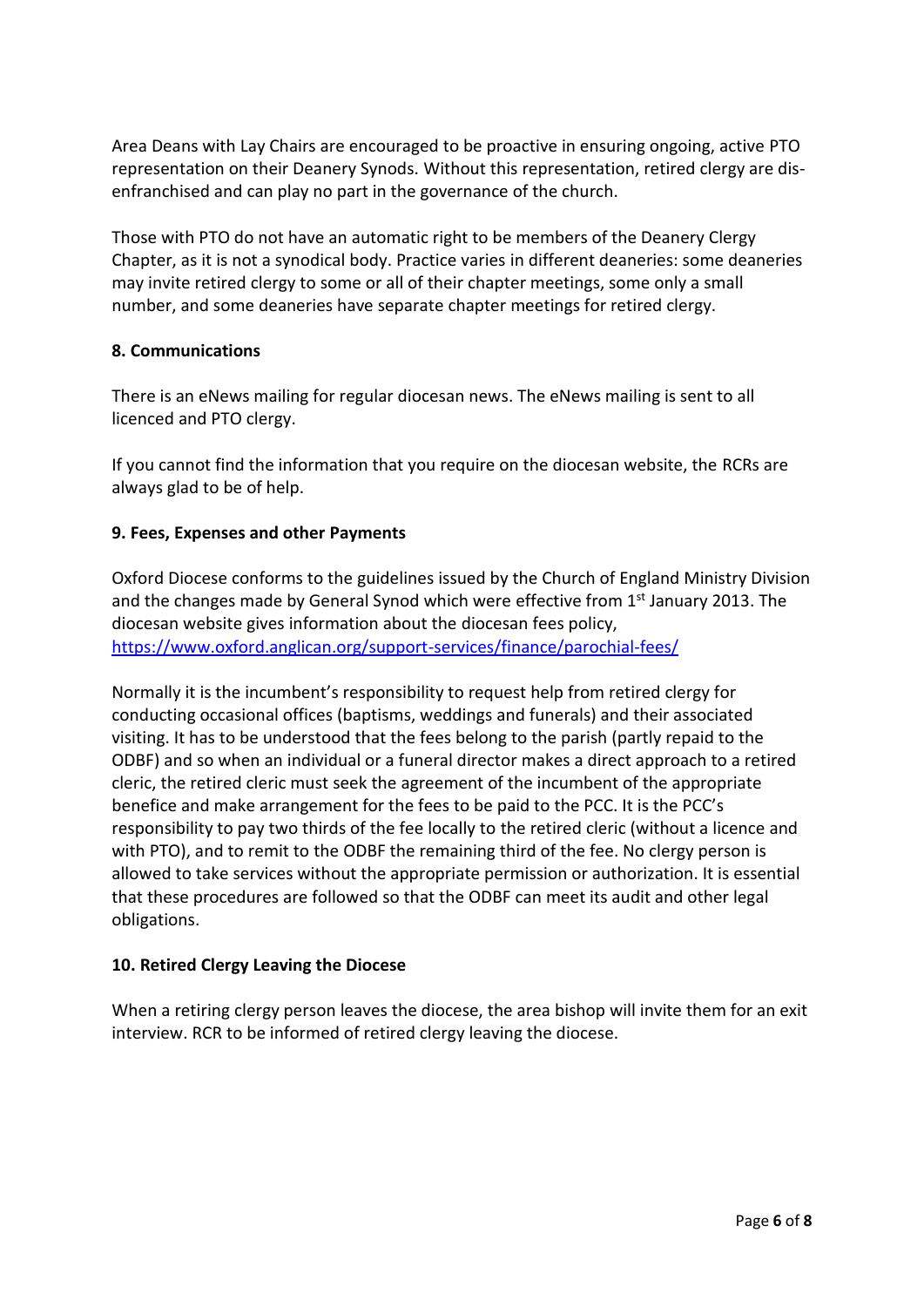Area Deans with Lay Chairs are encouraged to be proactive in ensuring ongoing, active PTO representation on their Deanery Synods. Without this representation, retired clergy are dis-enfranchised and can play no part in the governance of the church.

Those with PTO do not have an automatic right to be members of the Deanery Clergy Chapter, as it is not a synodical body. Practice varies in different deaneries: some deaneries may invite retired clergy to some or all of their chapter meetings, some only a small number, and some deaneries have separate chapter meetings for retired clergy.

**8. Communications**

There is an eNews mailing for regular diocesan news. The eNews mailing is sent to all licenced and PTO clergy.

If you cannot find the information that you require on the diocesan website, the RCRs are always glad to be of help.

**9. Fees, Expenses and other Payments**

Oxford Diocese conforms to the guidelines issued by the Church of England Ministry Division and the changes made by General Synod which were effective from 1st January 2013. The diocesan website gives information about the diocesan fees policy, [https://www.oxford.anglican.org/support-services/finance/parochial-fees/](https://www.oxford.anglican.org/support-services/finance/parochial-fees/)

Normally it is the incumbent's responsibility to request help from retired clergy for conducting occasional offices (baptisms, weddings and funerals) and their associated visiting. It has to be understood that the fees belong to the parish (partly repaid to the ODBF) and so when an individual or a funeral director makes a direct approach to a retired cleric, the retired cleric must seek the agreement of the incumbent of the appropriate benefice and make arrangement for the fees to be paid to the PCC. It is the PCC's responsibility to pay two thirds of the fee locally to the retired cleric (without a licence and with PTO), and to remit to the ODBF the remaining third of the fee. No clergy person is allowed to take services without the appropriate permission or authorization. It is essential that these procedures are followed so that the ODBF can meet its audit and other legal obligations.

**10. Retired Clergy Leaving the Diocese**

When a retiring clergy person leaves the diocese, the area bishop will invite them for an exit interview. RCR to be informed of retired clergy leaving the diocese.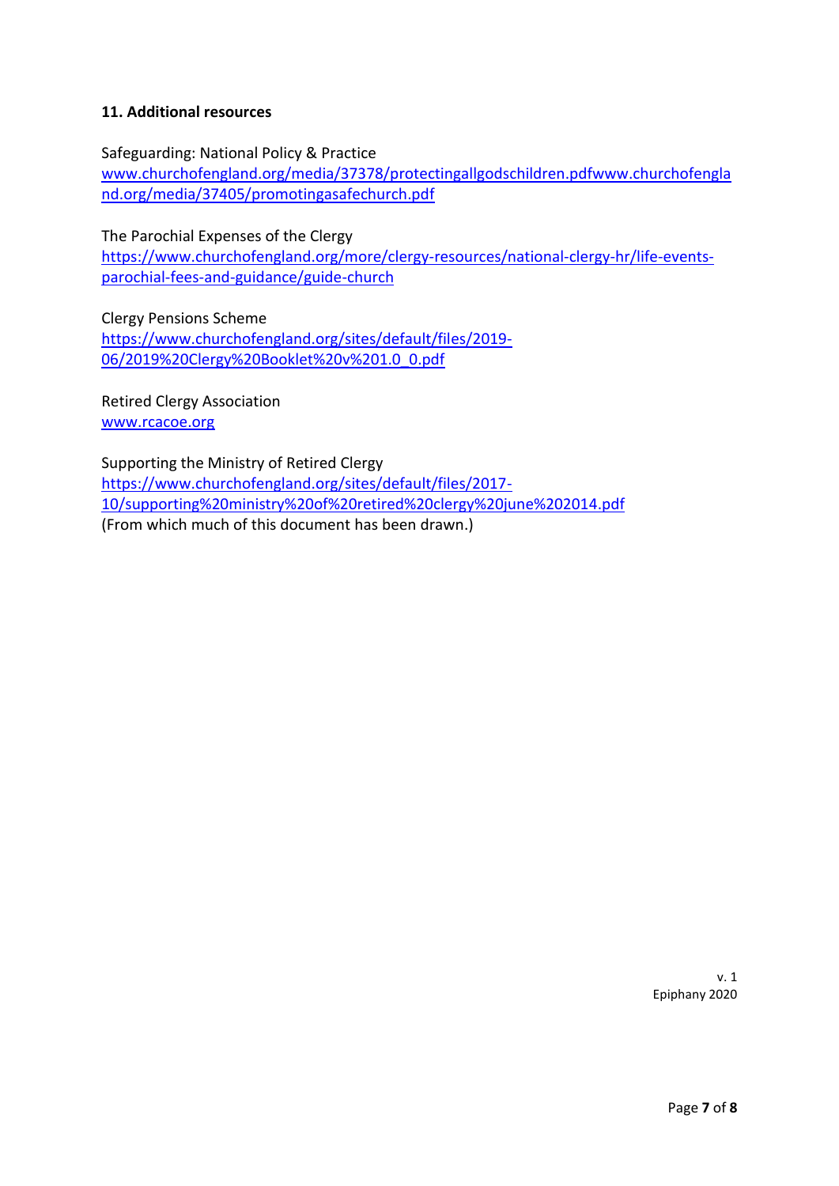**11. Additional resources**

Safeguarding: National Policy & Practice
www.churchofengland.org/media/37378/protectingallgodschildren.pdfwww.churchofengland.org/media/37405/promotingasafechurch.pdf

The Parochial Expenses of the Clergy
https://www.churchofengland.org/more/clergy-resources/national-clergy-hr/life-events-parochial-fees-and-guidance/guide-church

Clergy Pensions Scheme
https://www.churchofengland.org/sites/default/files/2019-06/2019%20Clergy%20Booklet%20v%201.0_0.pdf

Retired Clergy Association
www.rcacoe.org

Supporting the Ministry of Retired Clergy
https://www.churchofengland.org/sites/default/files/2017-10/supporting%20ministry%20of%20retired%20clergy%20june%202014.pdf
(From which much of this document has been drawn.)

v. 1
Epiphany 2020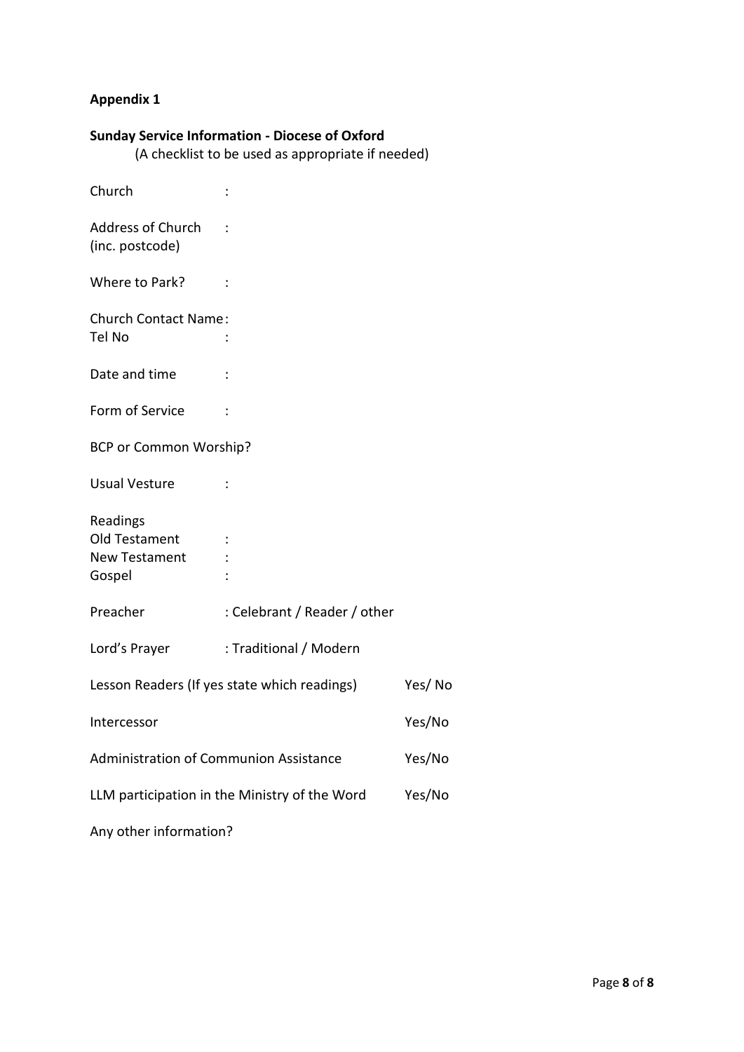**Appendix 1**

**Sunday Service Information - Diocese of Oxford**

(A checklist to be used as appropriate if needed)

Church :

Address of Church (inc. postcode) :

Where to Park? :

Church Contact Name :
Tel No :

Date and time :

Form of Service :

BCP or Common Worship?

Usual Vesture :

Readings
Old Testament :
New Testament :
Gospel :

Preacher : Celebrant / Reader / other

Lord's Prayer : Traditional / Modern

Lesson Readers (If yes state which readings) Yes/ No

Intercessor Yes/No

Administration of Communion Assistance Yes/No

LLM participation in the Ministry of the Word Yes/No

Any other information?